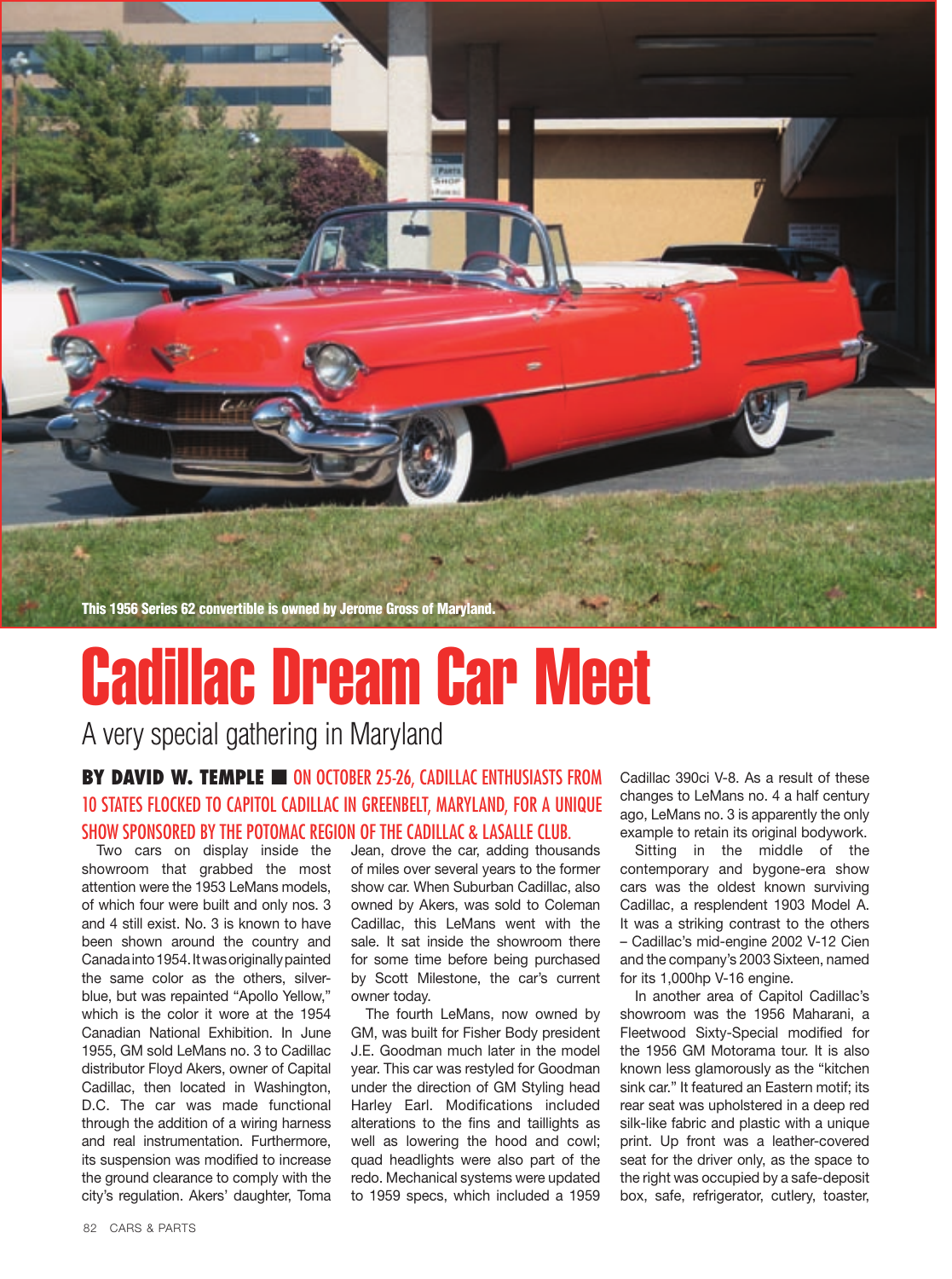This 1956 Series 62 convertible is owned by Jerome Gross of Maryland.

# Cadillac Dream Car Meet

## A very special gathering in Maryland

**BY DAVID W. TEMPLE** ■ ON OCTOBER 25-26, CADILLAC ENTHUSIASTS FROM 10 STATES FLOCKED TO CAPITOL CADILLAC IN GREENBELT, MARYLAND, FOR A UNIQUE SHOW SPONSORED BY THE POTOMAC REGION OF THE CADILLAC & LASALLE CLUB.

Two cars on display inside the showroom that grabbed the most attention were the 1953 LeMans models, of which four were built and only nos. 3 and 4 still exist. No. 3 is known to have been shown around the country and Canada into 1954. It was originally painted the same color as the others, silver-blue, but was repainted "Apollo Yellow," which is the color it wore at the 1954 Canadian National Exhibition. In June 1955, GM sold LeMans no. 3 to Cadillac distributor Floyd Akers, owner of Capital Cadillac, then located in Washington, D.C. The car was made functional through the addition of a wiring harness and real instrumentation. Furthermore, its suspension was modified to increase the ground clearance to comply with the city's regulation. Akers' daughter, Toma Jean, drove the car, adding thousands of miles over several years to the former show car. When Suburban Cadillac, also owned by Akers, was sold to Coleman Cadillac, this LeMans went with the sale. It sat inside the showroom there for some time before being purchased by Scott Milestone, the car's current owner today.

The fourth LeMans, now owned by GM, was built for Fisher Body president J.E. Goodman much later in the model year. This car was restyled for Goodman under the direction of GM Styling head Harley Earl. Modifications included alterations to the fins and taillights as well as lowering the hood and cowl; quad headlights were also part of the redo. Mechanical systems were updated to 1959 specs, which included a 1959 Cadillac 390ci V-8. As a result of these changes to LeMans no. 4 a half century ago, LeMans no. 3 is apparently the only example to retain its original bodywork.

Sitting in the middle of the contemporary and bygone-era show cars was the oldest known surviving Cadillac, a resplendent 1903 Model A. It was a striking contrast to the others – Cadillac's mid-engine 2002 V-12 Cien and the company's 2003 Sixteen, named for its 1,000hp V-16 engine.

In another area of Capitol Cadillac's showroom was the 1956 Maharani, a Fleetwood Sixty-Special modified for the 1956 GM Motorama tour. It is also known less glamorously as the "kitchen sink car." It featured an Eastern motif; its rear seat was upholstered in a deep red silk-like fabric and plastic with a unique print. Up front was a leather-covered seat for the driver only, as the space to the right was occupied by a safe-deposit box, safe, refrigerator, cutlery, toaster,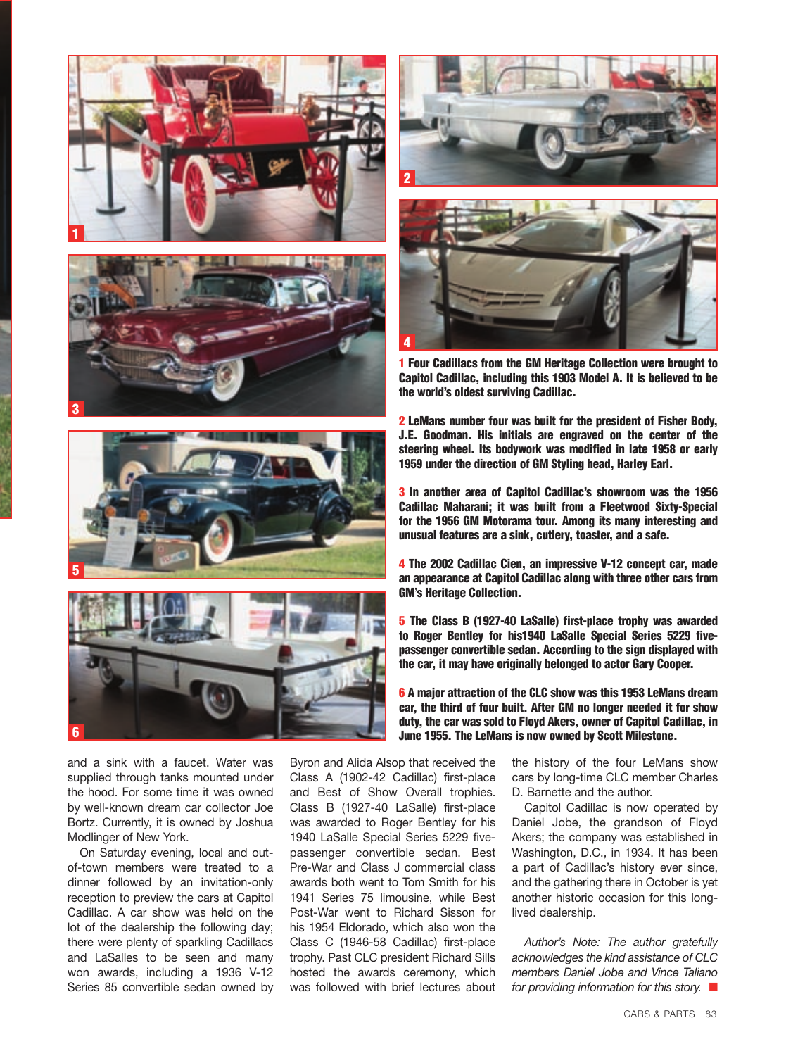**1** Four Cadillacs from the GM Heritage Collection were brought to Capitol Cadillac, including this 1903 Model A. It is believed to be the world's oldest surviving Cadillac.

**2** LeMans number four was built for the president of Fisher Body, J.E. Goodman. His initials are engraved on the center of the steering wheel. Its bodywork was modified in late 1958 or early 1959 under the direction of GM Styling head, Harley Earl.

**3** In another area of Capitol Cadillac's showroom was the 1956 Cadillac Maharani; it was built from a Fleetwood Sixty-Special for the 1956 GM Motorama tour. Among its many interesting and unusual features are a sink, cutlery, toaster, and a safe.

**4** The 2002 Cadillac Cien, an impressive V-12 concept car, made an appearance at Capitol Cadillac along with three other cars from GM's Heritage Collection.

**5** The Class B (1927-40 LaSalle) first-place trophy was awarded to Roger Bentley for his1940 LaSalle Special Series 5229 five-passenger convertible sedan. According to the sign displayed with the car, it may have originally belonged to actor Gary Cooper.

**6** A major attraction of the CLC show was this 1953 LeMans dream car, the third of four built. After GM no longer needed it for show duty, the car was sold to Floyd Akers, owner of Capitol Cadillac, in June 1955. The LeMans is now owned by Scott Milestone.

and a sink with a faucet. Water was supplied through tanks mounted under the hood. For some time it was owned by well-known dream car collector Joe Bortz. Currently, it is owned by Joshua Modlinger of New York.

On Saturday evening, local and out-of-town members were treated to a dinner followed by an invitation-only reception to preview the cars at Capitol Cadillac. A car show was held on the lot of the dealership the following day; there were plenty of sparkling Cadillacs and LaSalles to be seen and many won awards, including a 1936 V-12 Series 85 convertible sedan owned by Byron and Alida Alsop that received the Class A (1902-42 Cadillac) first-place and Best of Show Overall trophies. Class B (1927-40 LaSalle) first-place was awarded to Roger Bentley for his 1940 LaSalle Special Series 5229 five-passenger convertible sedan. Best Pre-War and Class J commercial class awards both went to Tom Smith for his 1941 Series 75 limousine, while Best Post-War went to Richard Sisson for his 1954 Eldorado, which also won the Class C (1946-58 Cadillac) first-place trophy. Past CLC president Richard Sills hosted the awards ceremony, which was followed with brief lectures about the history of the four LeMans show cars by long-time CLC member Charles D. Barnette and the author.

Capitol Cadillac is now operated by Daniel Jobe, the grandson of Floyd Akers; the company was established in Washington, D.C., in 1934. It has been a part of Cadillac's history ever since, and the gathering there in October is yet another historic occasion for this long-lived dealership.

*Author's Note: The author gratefully acknowledges the kind assistance of CLC members Daniel Jobe and Vince Taliano for providing information for this story.* ■